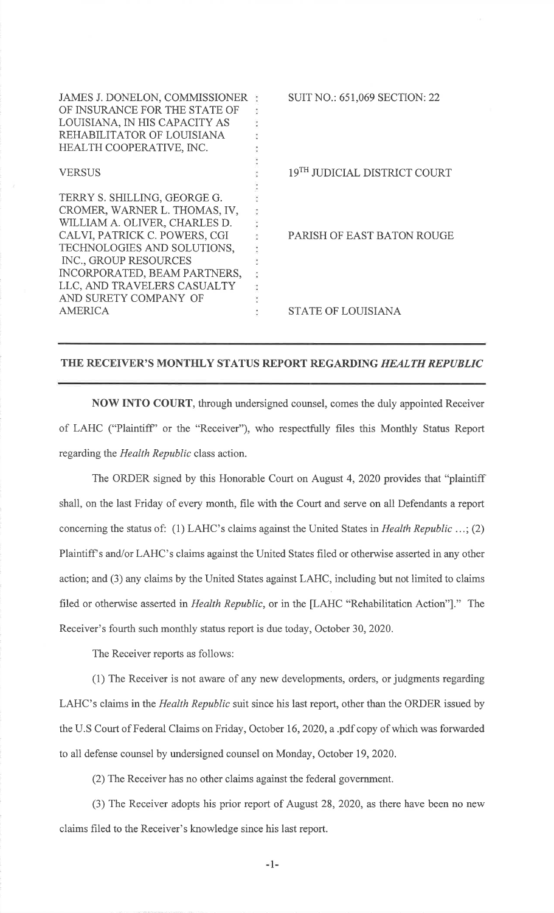| | | |
|---|---|---|
| JAMES J. DONELON, COMMISSIONER OF INSURANCE FOR THE STATE OF LOUISIANA, IN HIS CAPACITY AS REHABILITATOR OF LOUISIANA HEALTH COOPERATIVE, INC. | : | SUIT NO.: 651,069 SECTION: 22 |
| VERSUS | : | 19TH JUDICIAL DISTRICT COURT |
| TERRY S. SHILLING, GEORGE G. CROMER, WARNER L. THOMAS, IV, WILLIAM A. OLIVER, CHARLES D. CALVI, PATRICK C. POWERS, CGI TECHNOLOGIES AND SOLUTIONS, INC., GROUP RESOURCES INCORPORATED, BEAM PARTNERS, LLC, AND TRAVELERS CASUALTY AND SURETY COMPANY OF AMERICA | : | PARISH OF EAST BATON ROUGE |
| | | STATE OF LOUISIANA |

## THE RECEIVER'S MONTHLY STATUS REPORT REGARDING *HEALTH REPUBLIC*

**NOW INTO COURT**, through undersigned counsel, comes the duly appointed Receiver of LAHC ("Plaintiff" or the "Receiver"), who respectfully files this Monthly Status Report regarding the *Health Republic* class action.

The ORDER signed by this Honorable Court on August 4, 2020 provides that "plaintiff shall, on the last Friday of every month, file with the Court and serve on all Defendants a report concerning the status of: (1) LAHC's claims against the United States in *Health Republic* ...; (2) Plaintiff's and/or LAHC's claims against the United States filed or otherwise asserted in any other action; and (3) any claims by the United States against LAHC, including but not limited to claims filed or otherwise asserted in *Health Republic*, or in the [LAHC "Rehabilitation Action"]." The Receiver's fourth such monthly status report is due today, October 30, 2020.

The Receiver reports as follows:

(1) The Receiver is not aware of any new developments, orders, or judgments regarding LAHC's claims in the *Health Republic* suit since his last report, other than the ORDER issued by the U.S Court of Federal Claims on Friday, October 16, 2020, a .pdf copy of which was forwarded to all defense counsel by undersigned counsel on Monday, October 19, 2020.

(2) The Receiver has no other claims against the federal government.

(3) The Receiver adopts his prior report of August 28, 2020, as there have been no new claims filed to the Receiver's knowledge since his last report.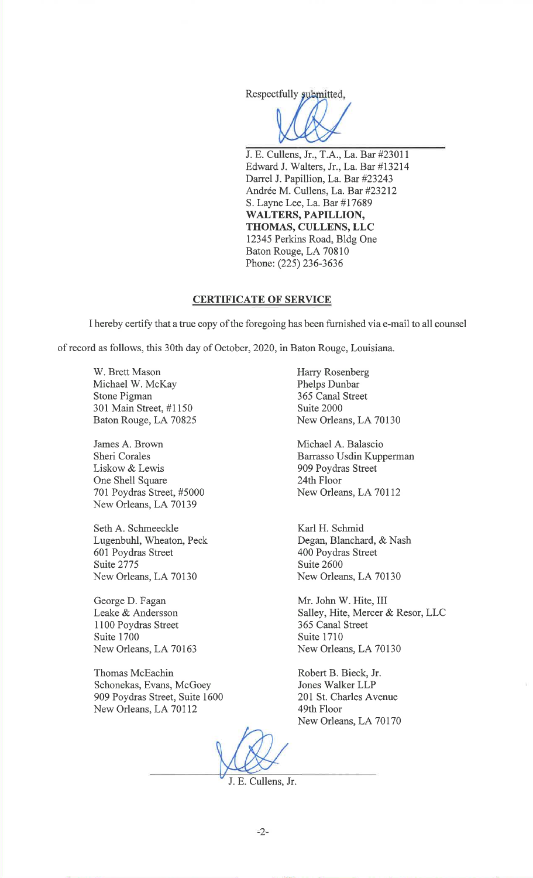Respectfully submitted,

J. E. Cullens, Jr., T.A., La. Bar #23011
Edward J. Walters, Jr., La. Bar #13214
Darrel J. Papillion, La. Bar #23243
Andrée M. Cullens, La. Bar #23212
S. Layne Lee, La. Bar #17689
**WALTERS, PAPILLION, THOMAS, CULLENS, LLC**
12345 Perkins Road, Bldg One
Baton Rouge, LA 70810
Phone: (225) 236-3636

## CERTIFICATE OF SERVICE

I hereby certify that a true copy of the foregoing has been furnished via e-mail to all counsel of record as follows, this 30th day of October, 2020, in Baton Rouge, Louisiana.

W. Brett Mason
Michael W. McKay
Stone Pigman
301 Main Street, #1150
Baton Rouge, LA 70825

James A. Brown
Sheri Corales
Liskow & Lewis
One Shell Square
701 Poydras Street, #5000
New Orleans, LA 70139

Seth A. Schmeeckle
Lugenbuhl, Wheaton, Peck
601 Poydras Street
Suite 2775
New Orleans, LA 70130

George D. Fagan
Leake & Andersson
1100 Poydras Street
Suite 1700
New Orleans, LA 70163

Thomas McEachin
Schonekas, Evans, McGoey
909 Poydras Street, Suite 1600
New Orleans, LA 70112

Harry Rosenberg
Phelps Dunbar
365 Canal Street
Suite 2000
New Orleans, LA 70130

Michael A. Balascio
Barrasso Usdin Kupperman
909 Poydras Street
24th Floor
New Orleans, LA 70112

Karl H. Schmid
Degan, Blanchard, & Nash
400 Poydras Street
Suite 2600
New Orleans, LA 70130

Mr. John W. Hite, III
Salley, Hite, Mercer & Resor, LLC
365 Canal Street
Suite 1710
New Orleans, LA 70130

Robert B. Bieck, Jr.
Jones Walker LLP
201 St. Charles Avenue
49th Floor
New Orleans, LA 70170

J. E. Cullens, Jr.